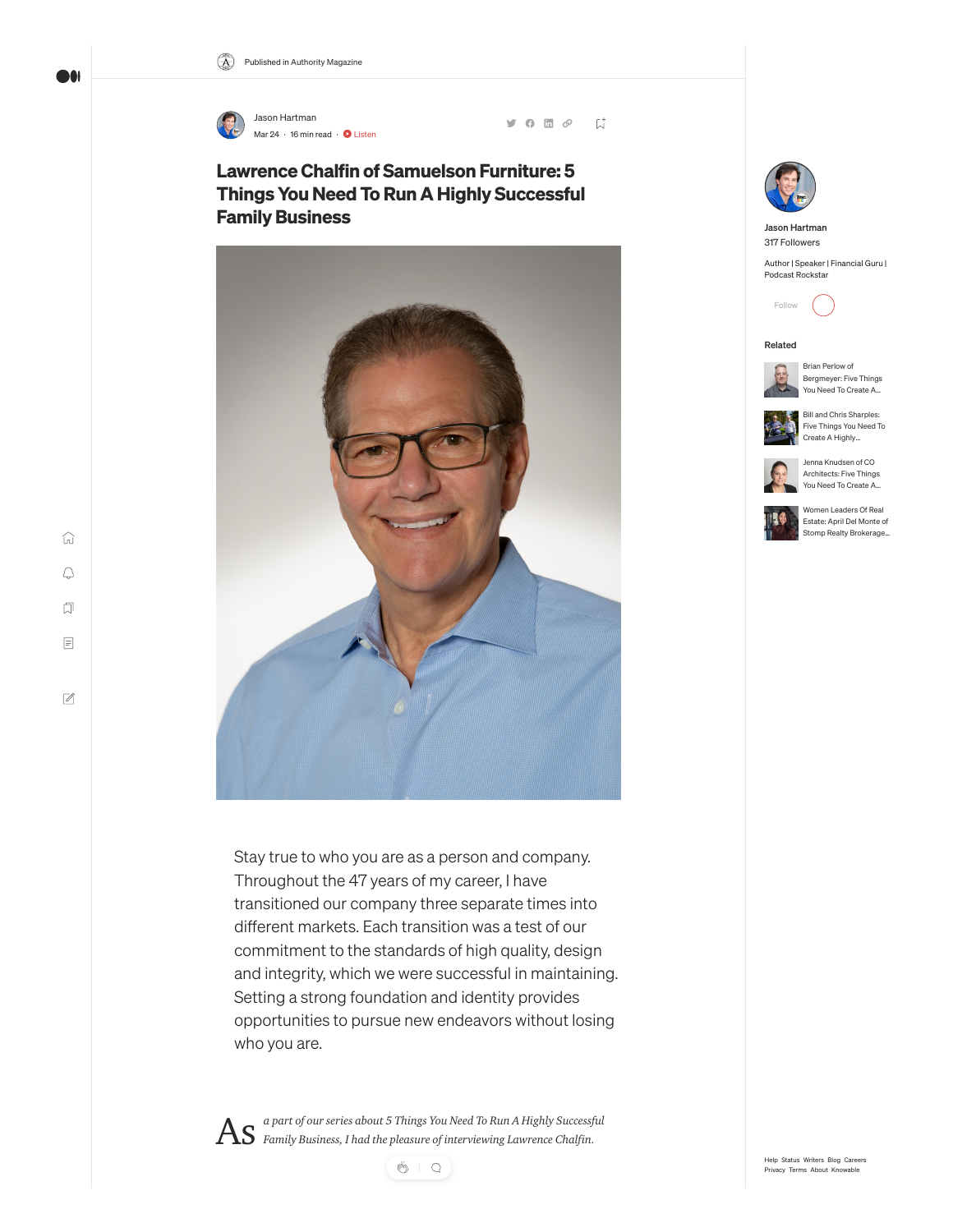Published in Authority Magazine

Jason Hartman

Mar 24 · 16 min read · Listen

# Lawrence Chalfin of Samuelson Furniture: 5 Things You Need To Run A Highly Successful Family Business

Stay true to who you are as a person and company. Throughout the 47 years of my career, I have transitioned our company three separate times into different markets. Each transition was a test of our commitment to the standards of high quality, design and integrity, which we were successful in maintaining. Setting a strong foundation and identity provides opportunities to pursue new endeavors without losing who you are.

*As a part of our series about 5 Things You Need To Run A Highly Successful Family Business, I had the pleasure of interviewing Lawrence Chalfin.*

Jason Hartman

317 Followers

Author | Speaker | Financial Guru | Podcast Rockstar

Follow

**Related**

Brian Perlow of Bergmeyer: Five Things You Need To Create A...

Bill and Chris Sharples: Five Things You Need To Create A Highly...

Jenna Knudsen of CO Architects: Five Things You Need To Create A...

Women Leaders Of Real Estate: April Del Monte of Stomp Realty Brokerage...

Help Status Writers Blog Careers Privacy Terms About Knowable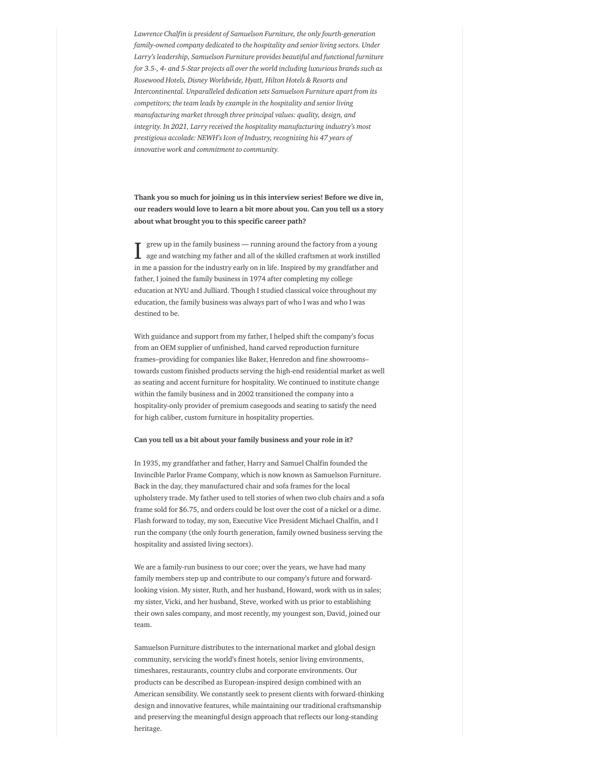*Lawrence Chalfin is president of Samuelson Furniture, the only fourth-generation family-owned company dedicated to the hospitality and senior living sectors. Under Larry's leadership, Samuelson Furniture provides beautiful and functional furniture for 3.5-, 4- and 5-Star projects all over the world including luxurious brands such as Rosewood Hotels, Disney Worldwide, Hyatt, Hilton Hotels & Resorts and Intercontinental. Unparalleled dedication sets Samuelson Furniture apart from its competitors; the team leads by example in the hospitality and senior living manufacturing market through three principal values: quality, design, and integrity. In 2021, Larry received the hospitality manufacturing industry's most prestigious accolade: NEWH's Icon of Industry, recognizing his 47 years of innovative work and commitment to community.*

**Thank you so much for joining us in this interview series! Before we dive in, our readers would love to learn a bit more about you. Can you tell us a story about what brought you to this specific career path?**

I grew up in the family business — running around the factory from a young age and watching my father and all of the skilled craftsmen at work instilled in me a passion for the industry early on in life. Inspired by my grandfather and father, I joined the family business in 1974 after completing my college education at NYU and Julliard. Though I studied classical voice throughout my education, the family business was always part of who I was and who I was destined to be.

With guidance and support from my father, I helped shift the company's focus from an OEM supplier of unfinished, hand carved reproduction furniture frames–providing for companies like Baker, Henredon and fine showrooms–towards custom finished products serving the high-end residential market as well as seating and accent furniture for hospitality. We continued to institute change within the family business and in 2002 transitioned the company into a hospitality-only provider of premium casegoods and seating to satisfy the need for high caliber, custom furniture in hospitality properties.

**Can you tell us a bit about your family business and your role in it?**

In 1935, my grandfather and father, Harry and Samuel Chalfin founded the Invincible Parlor Frame Company, which is now known as Samuelson Furniture. Back in the day, they manufactured chair and sofa frames for the local upholstery trade. My father used to tell stories of when two club chairs and a sofa frame sold for $6.75, and orders could be lost over the cost of a nickel or a dime. Flash forward to today, my son, Executive Vice President Michael Chalfin, and I run the company (the only fourth generation, family owned business serving the hospitality and assisted living sectors).

We are a family-run business to our core; over the years, we have had many family members step up and contribute to our company's future and forward-looking vision. My sister, Ruth, and her husband, Howard, work with us in sales; my sister, Vicki, and her husband, Steve, worked with us prior to establishing their own sales company, and most recently, my youngest son, David, joined our team.

Samuelson Furniture distributes to the international market and global design community, servicing the world's finest hotels, senior living environments, timeshares, restaurants, country clubs and corporate environments. Our products can be described as European-inspired design combined with an American sensibility. We constantly seek to present clients with forward-thinking design and innovative features, while maintaining our traditional craftsmanship and preserving the meaningful design approach that reflects our long-standing heritage.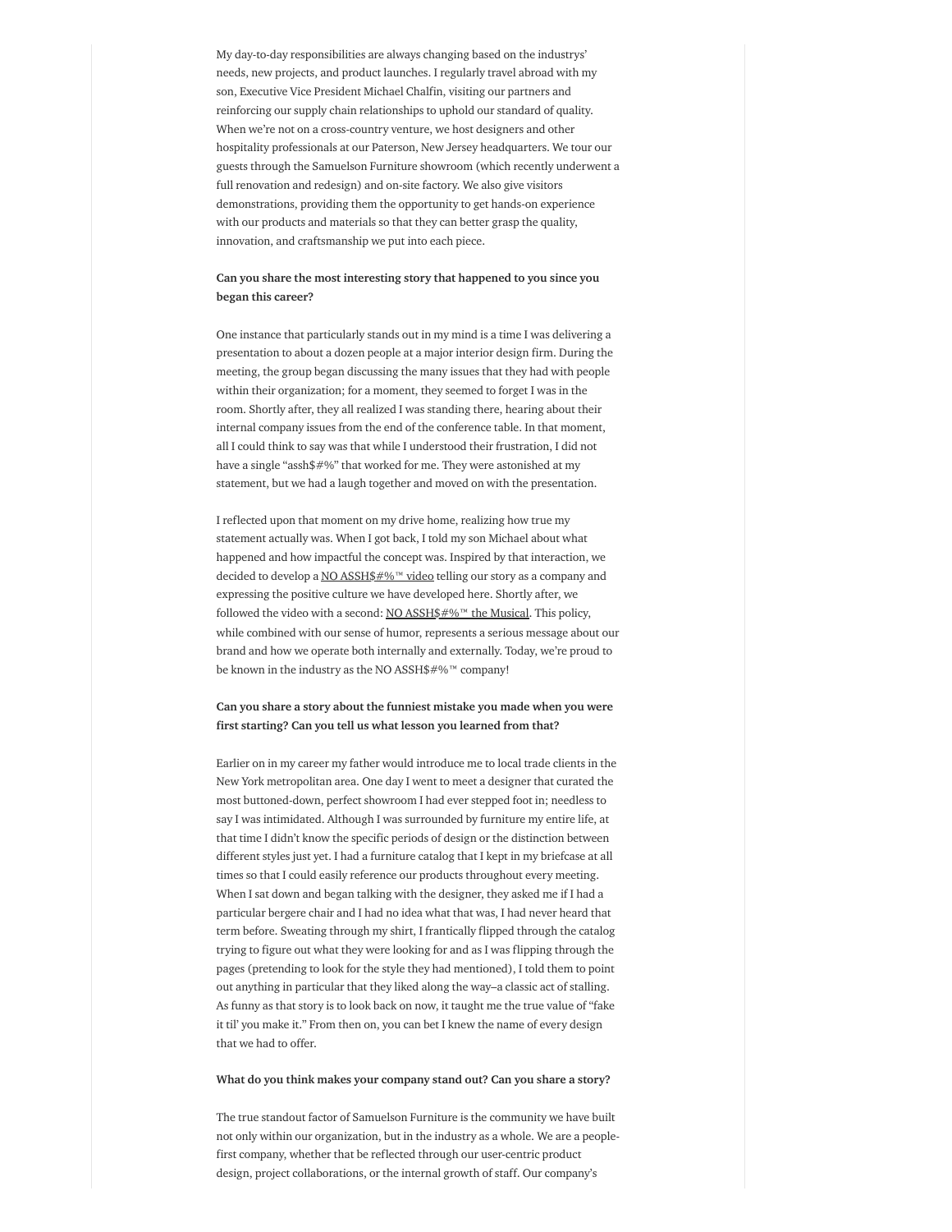My day-to-day responsibilities are always changing based on the industrys' needs, new projects, and product launches. I regularly travel abroad with my son, Executive Vice President Michael Chalfin, visiting our partners and reinforcing our supply chain relationships to uphold our standard of quality. When we're not on a cross-country venture, we host designers and other hospitality professionals at our Paterson, New Jersey headquarters. We tour our guests through the Samuelson Furniture showroom (which recently underwent a full renovation and redesign) and on-site factory. We also give visitors demonstrations, providing them the opportunity to get hands-on experience with our products and materials so that they can better grasp the quality, innovation, and craftsmanship we put into each piece.

**Can you share the most interesting story that happened to you since you began this career?**

One instance that particularly stands out in my mind is a time I was delivering a presentation to about a dozen people at a major interior design firm. During the meeting, the group began discussing the many issues that they had with people within their organization; for a moment, they seemed to forget I was in the room. Shortly after, they all realized I was standing there, hearing about their internal company issues from the end of the conference table. In that moment, all I could think to say was that while I understood their frustration, I did not have a single "assh$#%" that worked for me. They were astonished at my statement, but we had a laugh together and moved on with the presentation.

I reflected upon that moment on my drive home, realizing how true my statement actually was. When I got back, I told my son Michael about what happened and how impactful the concept was. Inspired by that interaction, we decided to develop a NO ASSH$#%™ video telling our story as a company and expressing the positive culture we have developed here. Shortly after, we followed the video with a second: NO ASSH$#%™ the Musical. This policy, while combined with our sense of humor, represents a serious message about our brand and how we operate both internally and externally. Today, we're proud to be known in the industry as the NO ASSH$#%™ company!

**Can you share a story about the funniest mistake you made when you were first starting? Can you tell us what lesson you learned from that?**

Earlier on in my career my father would introduce me to local trade clients in the New York metropolitan area. One day I went to meet a designer that curated the most buttoned-down, perfect showroom I had ever stepped foot in; needless to say I was intimidated. Although I was surrounded by furniture my entire life, at that time I didn't know the specific periods of design or the distinction between different styles just yet. I had a furniture catalog that I kept in my briefcase at all times so that I could easily reference our products throughout every meeting. When I sat down and began talking with the designer, they asked me if I had a particular bergere chair and I had no idea what that was, I had never heard that term before. Sweating through my shirt, I frantically flipped through the catalog trying to figure out what they were looking for and as I was flipping through the pages (pretending to look for the style they had mentioned), I told them to point out anything in particular that they liked along the way–a classic act of stalling. As funny as that story is to look back on now, it taught me the true value of "fake it til' you make it." From then on, you can bet I knew the name of every design that we had to offer.

**What do you think makes your company stand out? Can you share a story?**

The true standout factor of Samuelson Furniture is the community we have built not only within our organization, but in the industry as a whole. We are a people-first company, whether that be reflected through our user-centric product design, project collaborations, or the internal growth of staff. Our company's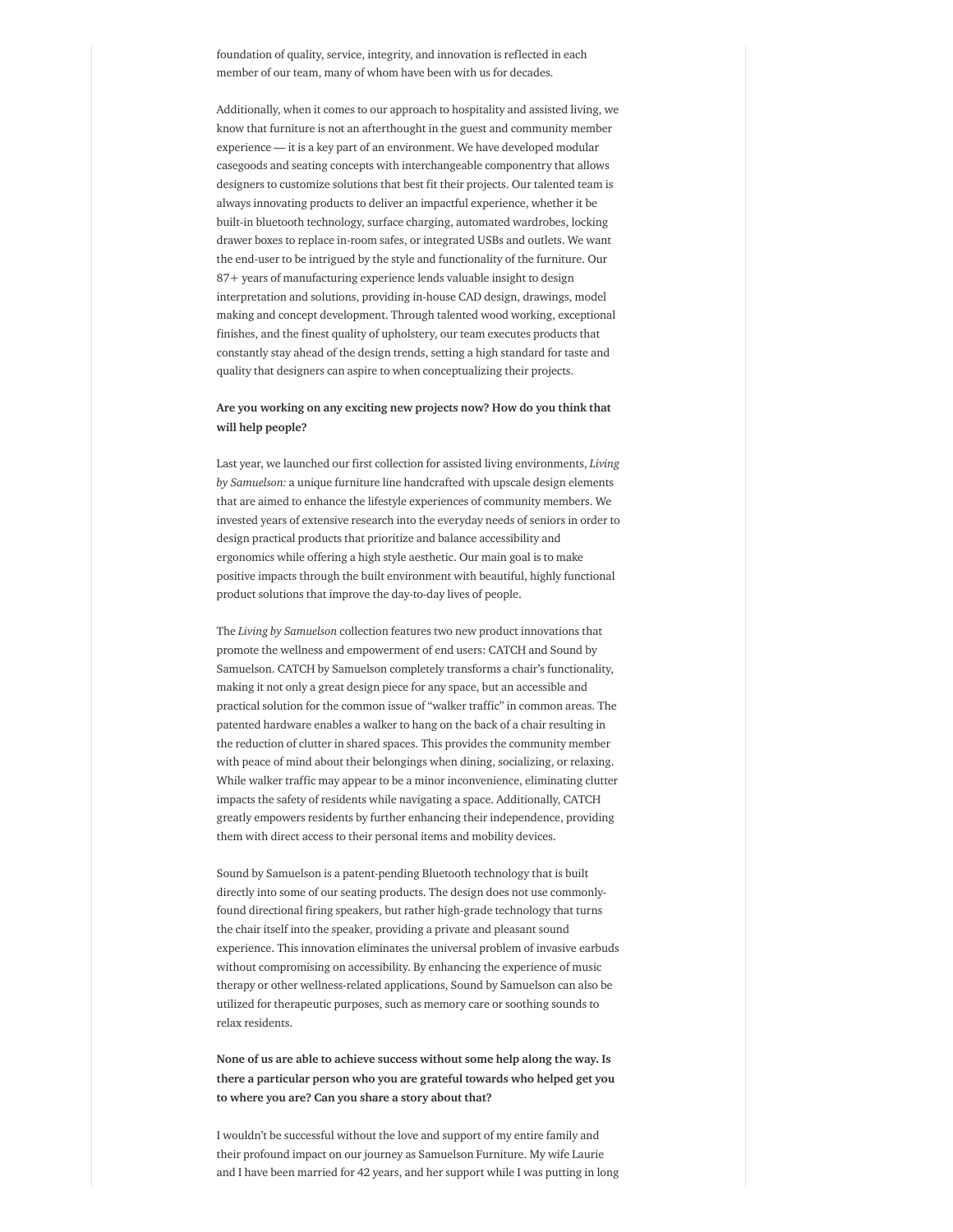foundation of quality, service, integrity, and innovation is reflected in each member of our team, many of whom have been with us for decades.

Additionally, when it comes to our approach to hospitality and assisted living, we know that furniture is not an afterthought in the guest and community member experience — it is a key part of an environment. We have developed modular casegoods and seating concepts with interchangeable componentry that allows designers to customize solutions that best fit their projects. Our talented team is always innovating products to deliver an impactful experience, whether it be built-in bluetooth technology, surface charging, automated wardrobes, locking drawer boxes to replace in-room safes, or integrated USBs and outlets. We want the end-user to be intrigued by the style and functionality of the furniture. Our 87+ years of manufacturing experience lends valuable insight to design interpretation and solutions, providing in-house CAD design, drawings, model making and concept development. Through talented wood working, exceptional finishes, and the finest quality of upholstery, our team executes products that constantly stay ahead of the design trends, setting a high standard for taste and quality that designers can aspire to when conceptualizing their projects.

**Are you working on any exciting new projects now? How do you think that will help people?**

Last year, we launched our first collection for assisted living environments, *Living by Samuelson:* a unique furniture line handcrafted with upscale design elements that are aimed to enhance the lifestyle experiences of community members. We invested years of extensive research into the everyday needs of seniors in order to design practical products that prioritize and balance accessibility and ergonomics while offering a high style aesthetic. Our main goal is to make positive impacts through the built environment with beautiful, highly functional product solutions that improve the day-to-day lives of people.

The *Living by Samuelson* collection features two new product innovations that promote the wellness and empowerment of end users: CATCH and Sound by Samuelson. CATCH by Samuelson completely transforms a chair's functionality, making it not only a great design piece for any space, but an accessible and practical solution for the common issue of "walker traffic" in common areas. The patented hardware enables a walker to hang on the back of a chair resulting in the reduction of clutter in shared spaces. This provides the community member with peace of mind about their belongings when dining, socializing, or relaxing. While walker traffic may appear to be a minor inconvenience, eliminating clutter impacts the safety of residents while navigating a space. Additionally, CATCH greatly empowers residents by further enhancing their independence, providing them with direct access to their personal items and mobility devices.

Sound by Samuelson is a patent-pending Bluetooth technology that is built directly into some of our seating products. The design does not use commonly-found directional firing speakers, but rather high-grade technology that turns the chair itself into the speaker, providing a private and pleasant sound experience. This innovation eliminates the universal problem of invasive earbuds without compromising on accessibility. By enhancing the experience of music therapy or other wellness-related applications, Sound by Samuelson can also be utilized for therapeutic purposes, such as memory care or soothing sounds to relax residents.

**None of us are able to achieve success without some help along the way. Is there a particular person who you are grateful towards who helped get you to where you are? Can you share a story about that?**

I wouldn't be successful without the love and support of my entire family and their profound impact on our journey as Samuelson Furniture. My wife Laurie and I have been married for 42 years, and her support while I was putting in long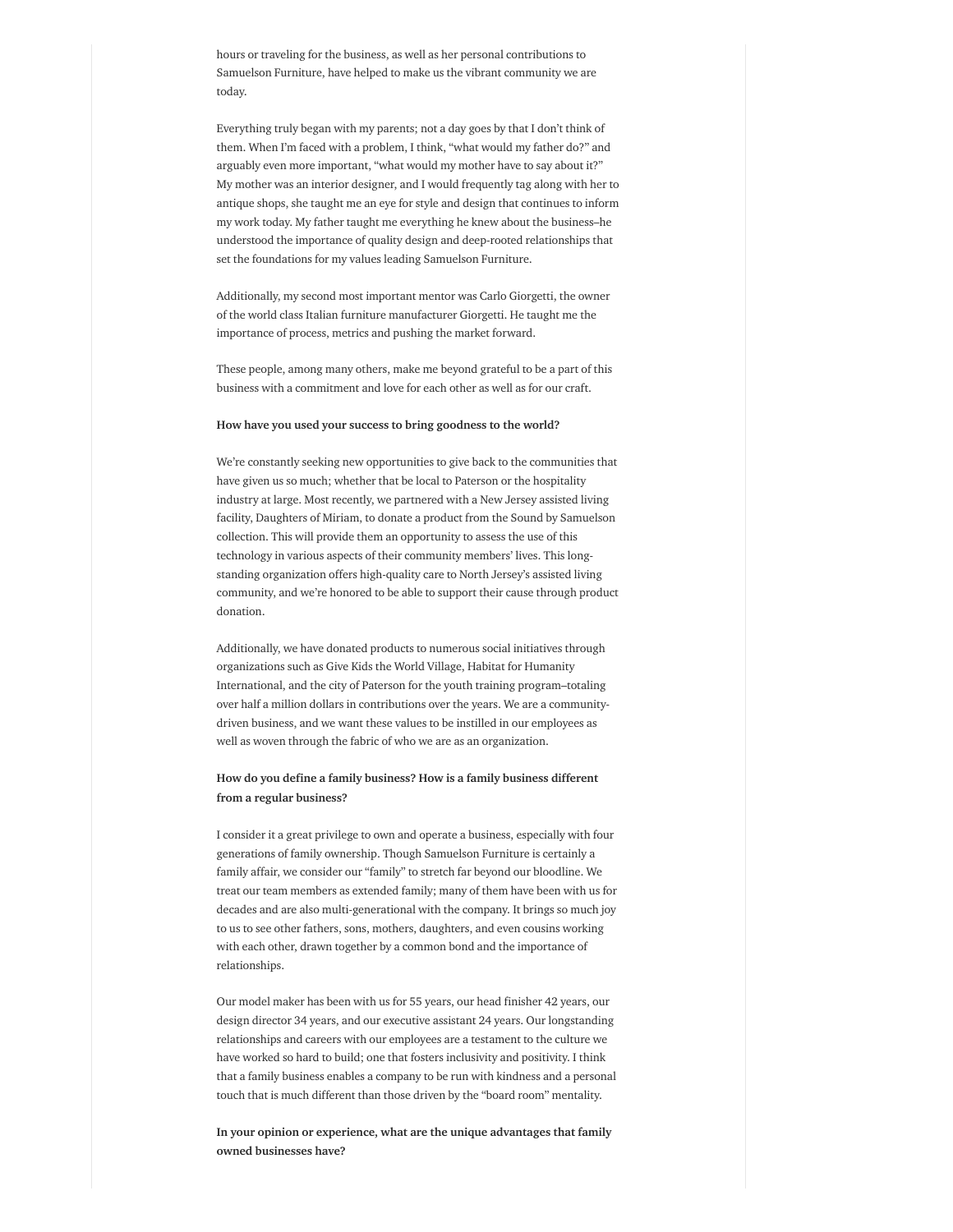hours or traveling for the business, as well as her personal contributions to Samuelson Furniture, have helped to make us the vibrant community we are today.

Everything truly began with my parents; not a day goes by that I don't think of them. When I'm faced with a problem, I think, "what would my father do?" and arguably even more important, "what would my mother have to say about it?" My mother was an interior designer, and I would frequently tag along with her to antique shops, she taught me an eye for style and design that continues to inform my work today. My father taught me everything he knew about the business–he understood the importance of quality design and deep-rooted relationships that set the foundations for my values leading Samuelson Furniture.

Additionally, my second most important mentor was Carlo Giorgetti, the owner of the world class Italian furniture manufacturer Giorgetti. He taught me the importance of process, metrics and pushing the market forward.

These people, among many others, make me beyond grateful to be a part of this business with a commitment and love for each other as well as for our craft.

**How have you used your success to bring goodness to the world?**

We're constantly seeking new opportunities to give back to the communities that have given us so much; whether that be local to Paterson or the hospitality industry at large. Most recently, we partnered with a New Jersey assisted living facility, Daughters of Miriam, to donate a product from the Sound by Samuelson collection. This will provide them an opportunity to assess the use of this technology in various aspects of their community members' lives. This long-standing organization offers high-quality care to North Jersey's assisted living community, and we're honored to be able to support their cause through product donation.

Additionally, we have donated products to numerous social initiatives through organizations such as Give Kids the World Village, Habitat for Humanity International, and the city of Paterson for the youth training program–totaling over half a million dollars in contributions over the years. We are a community-driven business, and we want these values to be instilled in our employees as well as woven through the fabric of who we are as an organization.

**How do you define a family business? How is a family business different from a regular business?**

I consider it a great privilege to own and operate a business, especially with four generations of family ownership. Though Samuelson Furniture is certainly a family affair, we consider our "family" to stretch far beyond our bloodline. We treat our team members as extended family; many of them have been with us for decades and are also multi-generational with the company. It brings so much joy to us to see other fathers, sons, mothers, daughters, and even cousins working with each other, drawn together by a common bond and the importance of relationships.

Our model maker has been with us for 55 years, our head finisher 42 years, our design director 34 years, and our executive assistant 24 years. Our longstanding relationships and careers with our employees are a testament to the culture we have worked so hard to build; one that fosters inclusivity and positivity. I think that a family business enables a company to be run with kindness and a personal touch that is much different than those driven by the "board room" mentality.

**In your opinion or experience, what are the unique advantages that family owned businesses have?**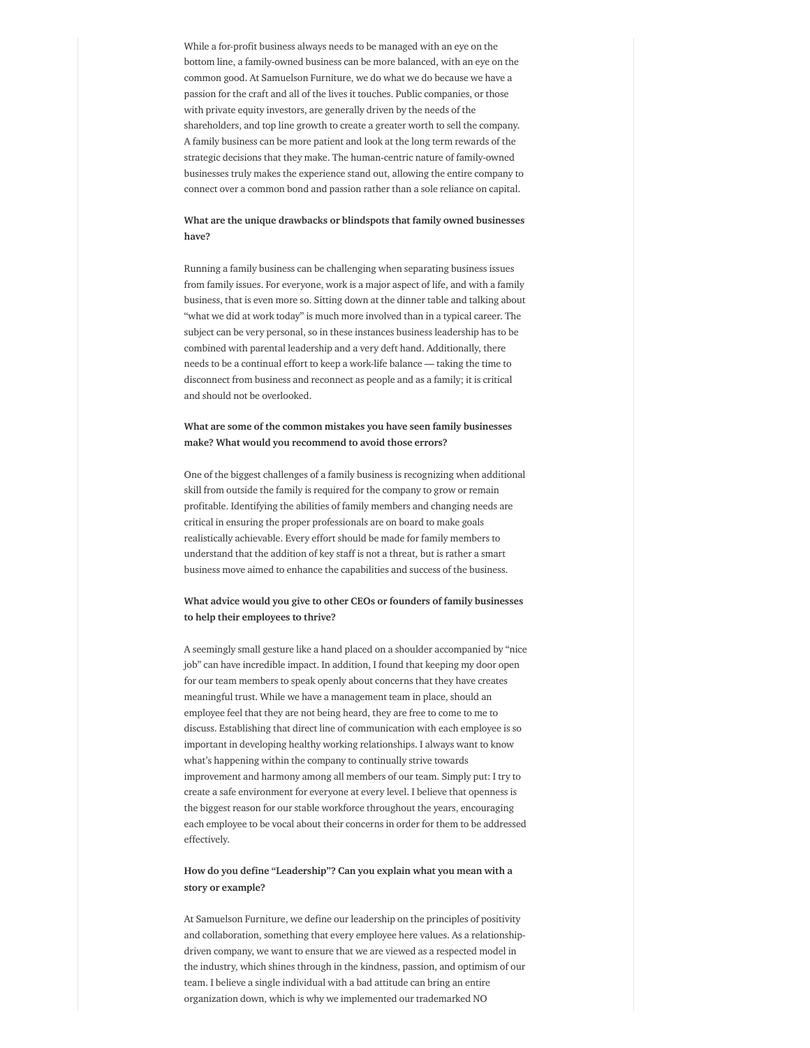While a for-profit business always needs to be managed with an eye on the bottom line, a family-owned business can be more balanced, with an eye on the common good. At Samuelson Furniture, we do what we do because we have a passion for the craft and all of the lives it touches. Public companies, or those with private equity investors, are generally driven by the needs of the shareholders, and top line growth to create a greater worth to sell the company. A family business can be more patient and look at the long term rewards of the strategic decisions that they make. The human-centric nature of family-owned businesses truly makes the experience stand out, allowing the entire company to connect over a common bond and passion rather than a sole reliance on capital.

**What are the unique drawbacks or blindspots that family owned businesses have?**

Running a family business can be challenging when separating business issues from family issues. For everyone, work is a major aspect of life, and with a family business, that is even more so. Sitting down at the dinner table and talking about "what we did at work today" is much more involved than in a typical career. The subject can be very personal, so in these instances business leadership has to be combined with parental leadership and a very deft hand. Additionally, there needs to be a continual effort to keep a work-life balance — taking the time to disconnect from business and reconnect as people and as a family; it is critical and should not be overlooked.

**What are some of the common mistakes you have seen family businesses make? What would you recommend to avoid those errors?**

One of the biggest challenges of a family business is recognizing when additional skill from outside the family is required for the company to grow or remain profitable. Identifying the abilities of family members and changing needs are critical in ensuring the proper professionals are on board to make goals realistically achievable. Every effort should be made for family members to understand that the addition of key staff is not a threat, but is rather a smart business move aimed to enhance the capabilities and success of the business.

**What advice would you give to other CEOs or founders of family businesses to help their employees to thrive?**

A seemingly small gesture like a hand placed on a shoulder accompanied by "nice job" can have incredible impact. In addition, I found that keeping my door open for our team members to speak openly about concerns that they have creates meaningful trust. While we have a management team in place, should an employee feel that they are not being heard, they are free to come to me to discuss. Establishing that direct line of communication with each employee is so important in developing healthy working relationships. I always want to know what's happening within the company to continually strive towards improvement and harmony among all members of our team. Simply put: I try to create a safe environment for everyone at every level. I believe that openness is the biggest reason for our stable workforce throughout the years, encouraging each employee to be vocal about their concerns in order for them to be addressed effectively.

**How do you define "Leadership"? Can you explain what you mean with a story or example?**

At Samuelson Furniture, we define our leadership on the principles of positivity and collaboration, something that every employee here values. As a relationship-driven company, we want to ensure that we are viewed as a respected model in the industry, which shines through in the kindness, passion, and optimism of our team. I believe a single individual with a bad attitude can bring an entire organization down, which is why we implemented our trademarked NO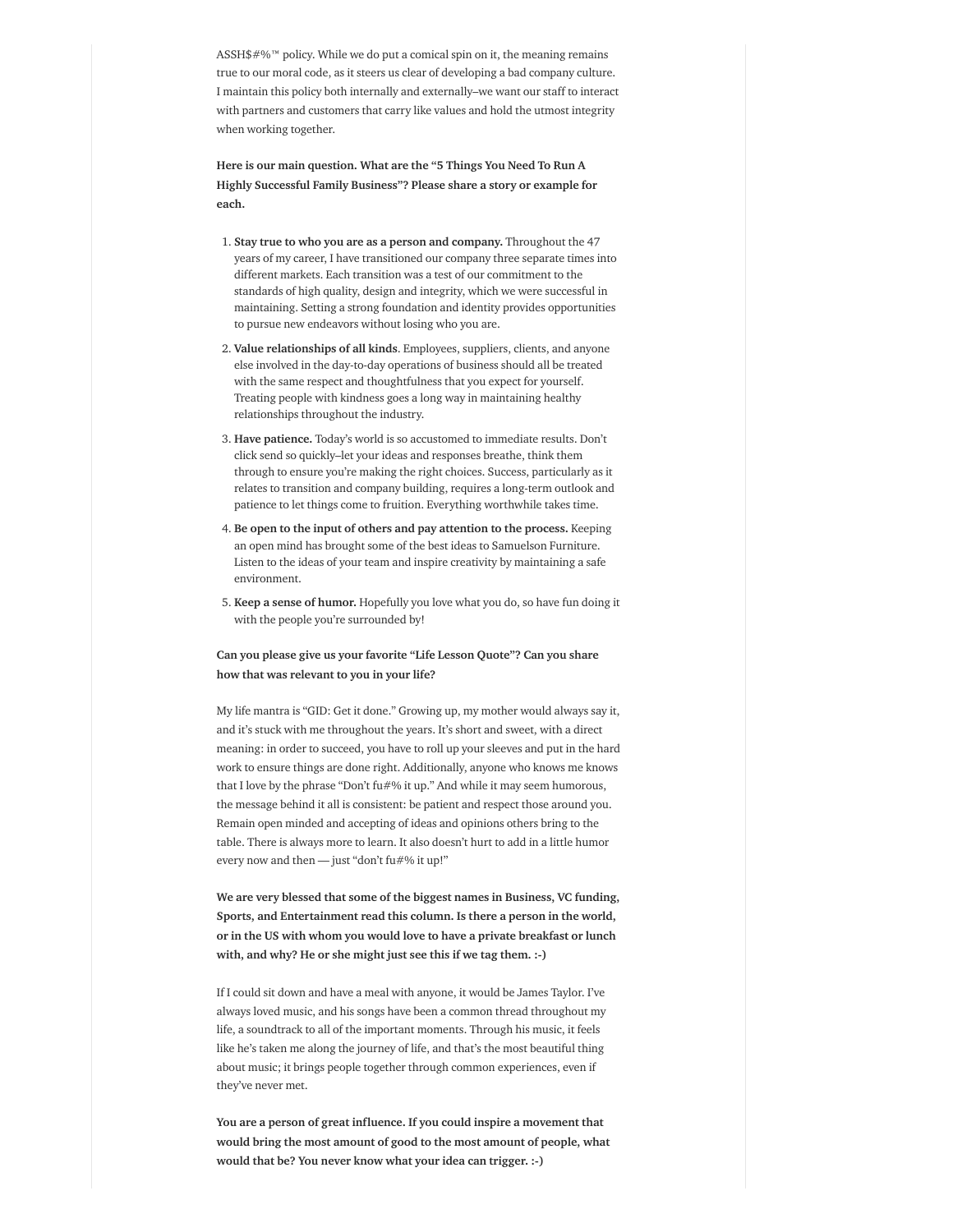ASSH$#%™ policy. While we do put a comical spin on it, the meaning remains true to our moral code, as it steers us clear of developing a bad company culture. I maintain this policy both internally and externally–we want our staff to interact with partners and customers that carry like values and hold the utmost integrity when working together.

**Here is our main question. What are the "5 Things You Need To Run A Highly Successful Family Business"? Please share a story or example for each.**

1. **Stay true to who you are as a person and company.** Throughout the 47 years of my career, I have transitioned our company three separate times into different markets. Each transition was a test of our commitment to the standards of high quality, design and integrity, which we were successful in maintaining. Setting a strong foundation and identity provides opportunities to pursue new endeavors without losing who you are.
2. **Value relationships of all kinds**. Employees, suppliers, clients, and anyone else involved in the day-to-day operations of business should all be treated with the same respect and thoughtfulness that you expect for yourself. Treating people with kindness goes a long way in maintaining healthy relationships throughout the industry.
3. **Have patience.** Today's world is so accustomed to immediate results. Don't click send so quickly–let your ideas and responses breathe, think them through to ensure you're making the right choices. Success, particularly as it relates to transition and company building, requires a long-term outlook and patience to let things come to fruition. Everything worthwhile takes time.
4. **Be open to the input of others and pay attention to the process.** Keeping an open mind has brought some of the best ideas to Samuelson Furniture. Listen to the ideas of your team and inspire creativity by maintaining a safe environment.
5. **Keep a sense of humor.** Hopefully you love what you do, so have fun doing it with the people you're surrounded by!

**Can you please give us your favorite "Life Lesson Quote"? Can you share how that was relevant to you in your life?**

My life mantra is "GID: Get it done." Growing up, my mother would always say it, and it's stuck with me throughout the years. It's short and sweet, with a direct meaning: in order to succeed, you have to roll up your sleeves and put in the hard work to ensure things are done right. Additionally, anyone who knows me knows that I love by the phrase "Don't fu#% it up." And while it may seem humorous, the message behind it all is consistent: be patient and respect those around you. Remain open minded and accepting of ideas and opinions others bring to the table. There is always more to learn. It also doesn't hurt to add in a little humor every now and then — just "don't fu#% it up!"

**We are very blessed that some of the biggest names in Business, VC funding, Sports, and Entertainment read this column. Is there a person in the world, or in the US with whom you would love to have a private breakfast or lunch with, and why? He or she might just see this if we tag them. :-)**

If I could sit down and have a meal with anyone, it would be James Taylor. I've always loved music, and his songs have been a common thread throughout my life, a soundtrack to all of the important moments. Through his music, it feels like he's taken me along the journey of life, and that's the most beautiful thing about music; it brings people together through common experiences, even if they've never met.

**You are a person of great influence. If you could inspire a movement that would bring the most amount of good to the most amount of people, what would that be? You never know what your idea can trigger. :-)**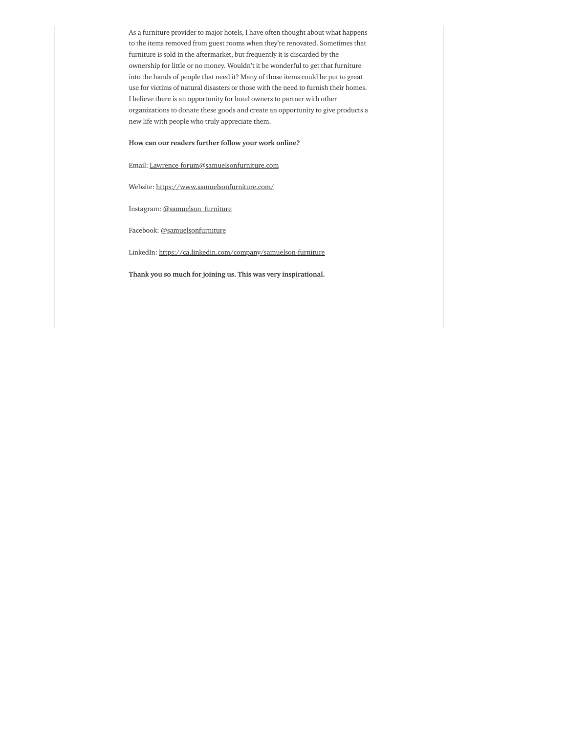As a furniture provider to major hotels, I have often thought about what happens to the items removed from guest rooms when they're renovated. Sometimes that furniture is sold in the aftermarket, but frequently it is discarded by the ownership for little or no money. Wouldn't it be wonderful to get that furniture into the hands of people that need it? Many of those items could be put to great use for victims of natural disasters or those with the need to furnish their homes. I believe there is an opportunity for hotel owners to partner with other organizations to donate these goods and create an opportunity to give products a new life with people who truly appreciate them.

**How can our readers further follow your work online?**

Email: Lawrence-forum@samuelsonfurniture.com

Website: https://www.samuelsonfurniture.com/

Instagram: @samuelson_furniture

Facebook: @samuelsonfurniture

LinkedIn: https://ca.linkedin.com/company/samuelson-furniture

**Thank you so much for joining us. This was very inspirational.**